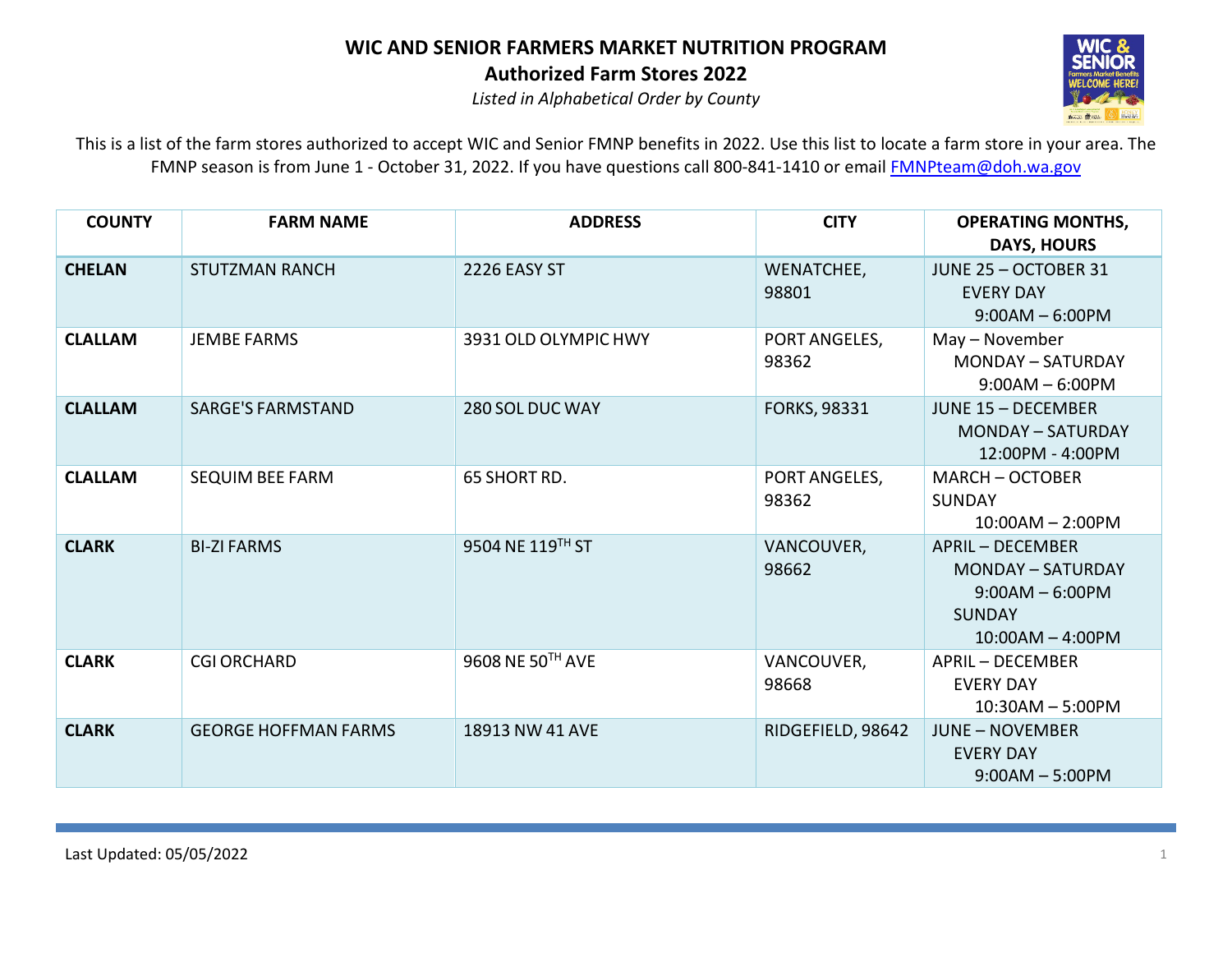# WIC AND SENIOR FARMERS MARKET NUTRITION PROGRAM

## Authorized Farm Stores 2022

*Listed in Alphabetical Order by County*

This is a list of the farm stores authorized to accept WIC and Senior FMNP benefits in 2022. Use this list to locate a farm store in your area. The FMNP season is from June 1 - October 31, 2022. If you have questions call 800-841-1410 or email FMNPteam@doh.wa.gov

| COUNTY | FARM NAME | ADDRESS | CITY | OPERATING MONTHS, DAYS, HOURS |
|---|---|---|---|---|
| **CHELAN** | STUTZMAN RANCH | 2226 EASY ST | WENATCHEE, 98801 | JUNE 25 – OCTOBER 31<br>EVERY DAY<br>9:00AM – 6:00PM |
| **CLALLAM** | JEMBE FARMS | 3931 OLD OLYMPIC HWY | PORT ANGELES, 98362 | May – November<br>MONDAY – SATURDAY<br>9:00AM – 6:00PM |
| **CLALLAM** | SARGE'S FARMSTAND | 280 SOL DUC WAY | FORKS, 98331 | JUNE 15 – DECEMBER<br>MONDAY – SATURDAY<br>12:00PM - 4:00PM |
| **CLALLAM** | SEQUIM BEE FARM | 65 SHORT RD. | PORT ANGELES, 98362 | MARCH – OCTOBER<br>SUNDAY<br>10:00AM – 2:00PM |
| **CLARK** | BI-ZI FARMS | 9504 NE 119TH ST | VANCOUVER, 98662 | APRIL – DECEMBER<br>MONDAY – SATURDAY<br>9:00AM – 6:00PM<br>SUNDAY<br>10:00AM – 4:00PM |
| **CLARK** | CGI ORCHARD | 9608 NE 50TH AVE | VANCOUVER, 98668 | APRIL – DECEMBER<br>EVERY DAY<br>10:30AM – 5:00PM |
| **CLARK** | GEORGE HOFFMAN FARMS | 18913 NW 41 AVE | RIDGEFIELD, 98642 | JUNE – NOVEMBER<br>EVERY DAY<br>9:00AM – 5:00PM |

Last Updated: 05/05/2022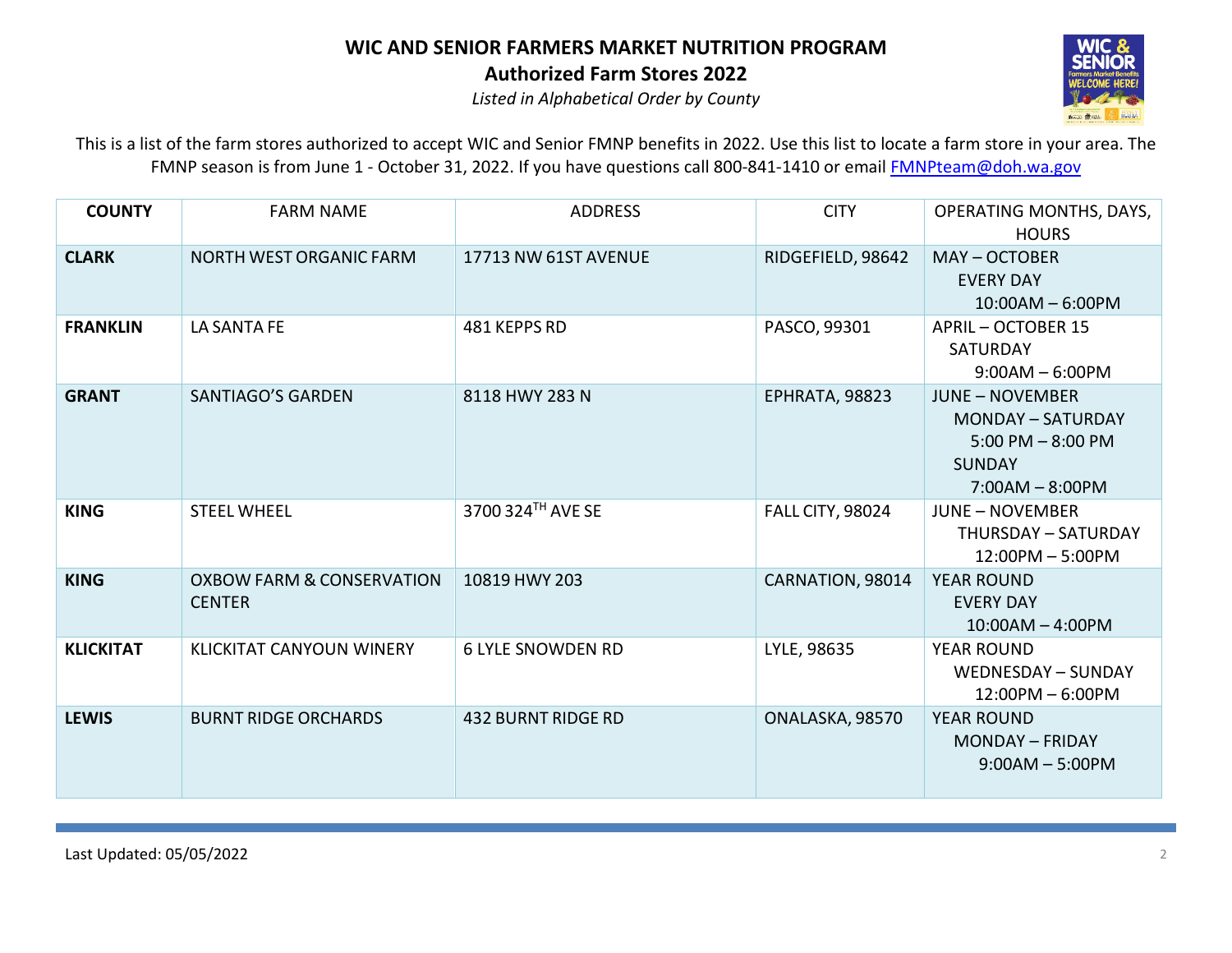# WIC AND SENIOR FARMERS MARKET NUTRITION PROGRAM

## Authorized Farm Stores 2022

*Listed in Alphabetical Order by County*

This is a list of the farm stores authorized to accept WIC and Senior FMNP benefits in 2022. Use this list to locate a farm store in your area. The FMNP season is from June 1 - October 31, 2022. If you have questions call 800-841-1410 or email FMNPteam@doh.wa.gov

| COUNTY | FARM NAME | ADDRESS | CITY | OPERATING MONTHS, DAYS, HOURS |
|---|---|---|---|---|
| **CLARK** | NORTH WEST ORGANIC FARM | 17713 NW 61ST AVENUE | RIDGEFIELD, 98642 | MAY – OCTOBER<br>EVERY DAY<br>10:00AM – 6:00PM |
| **FRANKLIN** | LA SANTA FE | 481 KEPPS RD | PASCO, 99301 | APRIL – OCTOBER 15<br>SATURDAY<br>9:00AM – 6:00PM |
| **GRANT** | SANTIAGO'S GARDEN | 8118 HWY 283 N | EPHRATA, 98823 | JUNE – NOVEMBER<br>MONDAY – SATURDAY<br>5:00 PM – 8:00 PM<br>SUNDAY<br>7:00AM – 8:00PM |
| **KING** | STEEL WHEEL | 3700 324TH AVE SE | FALL CITY, 98024 | JUNE – NOVEMBER<br>THURSDAY – SATURDAY<br>12:00PM – 5:00PM |
| **KING** | OXBOW FARM & CONSERVATION CENTER | 10819 HWY 203 | CARNATION, 98014 | YEAR ROUND<br>EVERY DAY<br>10:00AM – 4:00PM |
| **KLICKITAT** | KLICKITAT CANYOUN WINERY | 6 LYLE SNOWDEN RD | LYLE, 98635 | YEAR ROUND<br>WEDNESDAY – SUNDAY<br>12:00PM – 6:00PM |
| **LEWIS** | BURNT RIDGE ORCHARDS | 432 BURNT RIDGE RD | ONALASKA, 98570 | YEAR ROUND<br>MONDAY – FRIDAY<br>9:00AM – 5:00PM |

Last Updated: 05/05/2022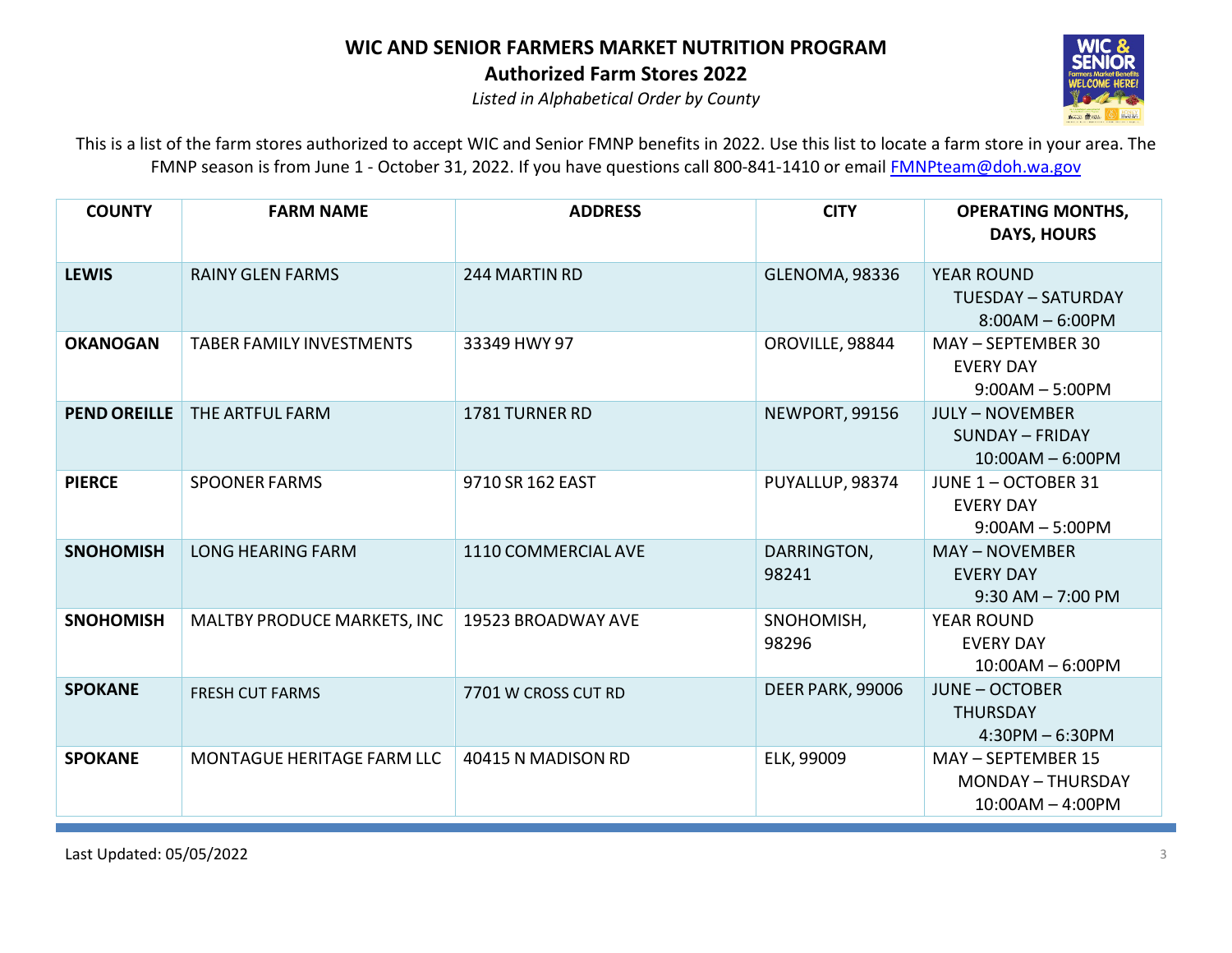# WIC AND SENIOR FARMERS MARKET NUTRITION PROGRAM

## Authorized Farm Stores 2022

*Listed in Alphabetical Order by County*

This is a list of the farm stores authorized to accept WIC and Senior FMNP benefits in 2022. Use this list to locate a farm store in your area. The FMNP season is from June 1 - October 31, 2022. If you have questions call 800-841-1410 or email FMNPteam@doh.wa.gov

| COUNTY | FARM NAME | ADDRESS | CITY | OPERATING MONTHS, DAYS, HOURS |
|---|---|---|---|---|
| **LEWIS** | RAINY GLEN FARMS | 244 MARTIN RD | GLENOMA, 98336 | YEAR ROUND<br>TUESDAY – SATURDAY<br>8:00AM – 6:00PM |
| **OKANOGAN** | TABER FAMILY INVESTMENTS | 33349 HWY 97 | OROVILLE, 98844 | MAY – SEPTEMBER 30<br>EVERY DAY<br>9:00AM – 5:00PM |
| **PEND OREILLE** | THE ARTFUL FARM | 1781 TURNER RD | NEWPORT, 99156 | JULY – NOVEMBER<br>SUNDAY – FRIDAY<br>10:00AM – 6:00PM |
| **PIERCE** | SPOONER FARMS | 9710 SR 162 EAST | PUYALLUP, 98374 | JUNE 1 – OCTOBER 31<br>EVERY DAY<br>9:00AM – 5:00PM |
| **SNOHOMISH** | LONG HEARING FARM | 1110 COMMERCIAL AVE | DARRINGTON, 98241 | MAY – NOVEMBER<br>EVERY DAY<br>9:30 AM – 7:00 PM |
| **SNOHOMISH** | MALTBY PRODUCE MARKETS, INC | 19523 BROADWAY AVE | SNOHOMISH, 98296 | YEAR ROUND<br>EVERY DAY<br>10:00AM – 6:00PM |
| **SPOKANE** | FRESH CUT FARMS | 7701 W CROSS CUT RD | DEER PARK, 99006 | JUNE – OCTOBER<br>THURSDAY<br>4:30PM – 6:30PM |
| **SPOKANE** | MONTAGUE HERITAGE FARM LLC | 40415 N MADISON RD | ELK, 99009 | MAY – SEPTEMBER 15<br>MONDAY – THURSDAY<br>10:00AM – 4:00PM |

Last Updated: 05/05/2022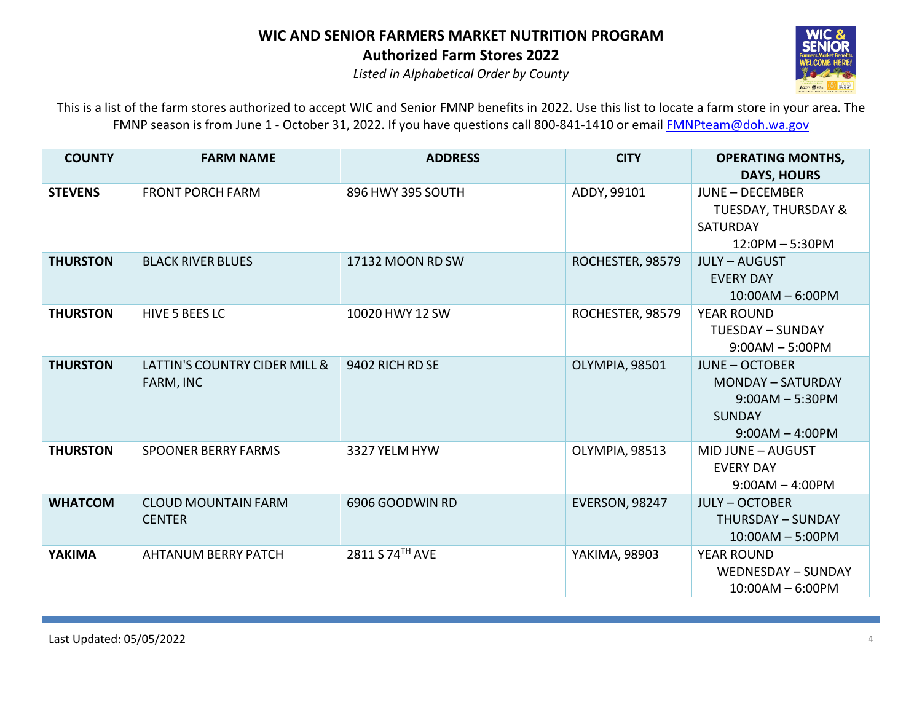# WIC AND SENIOR FARMERS MARKET NUTRITION PROGRAM

## Authorized Farm Stores 2022

*Listed in Alphabetical Order by County*

This is a list of the farm stores authorized to accept WIC and Senior FMNP benefits in 2022. Use this list to locate a farm store in your area. The FMNP season is from June 1 - October 31, 2022. If you have questions call 800-841-1410 or email FMNPteam@doh.wa.gov

| COUNTY | FARM NAME | ADDRESS | CITY | OPERATING MONTHS, DAYS, HOURS |
|---|---|---|---|---|
| **STEVENS** | FRONT PORCH FARM | 896 HWY 395 SOUTH | ADDY, 99101 | JUNE – DECEMBER<br>TUESDAY, THURSDAY & SATURDAY<br>12:0PM – 5:30PM |
| **THURSTON** | BLACK RIVER BLUES | 17132 MOON RD SW | ROCHESTER, 98579 | JULY – AUGUST<br>EVERY DAY<br>10:00AM – 6:00PM |
| **THURSTON** | HIVE 5 BEES LC | 10020 HWY 12 SW | ROCHESTER, 98579 | YEAR ROUND<br>TUESDAY – SUNDAY<br>9:00AM – 5:00PM |
| **THURSTON** | LATTIN'S COUNTRY CIDER MILL & FARM, INC | 9402 RICH RD SE | OLYMPIA, 98501 | JUNE – OCTOBER<br>MONDAY – SATURDAY<br>9:00AM – 5:30PM<br>SUNDAY<br>9:00AM – 4:00PM |
| **THURSTON** | SPOONER BERRY FARMS | 3327 YELM HYW | OLYMPIA, 98513 | MID JUNE – AUGUST<br>EVERY DAY<br>9:00AM – 4:00PM |
| **WHATCOM** | CLOUD MOUNTAIN FARM CENTER | 6906 GOODWIN RD | EVERSON, 98247 | JULY – OCTOBER<br>THURSDAY – SUNDAY<br>10:00AM – 5:00PM |
| **YAKIMA** | AHTANUM BERRY PATCH | 2811 S 74TH AVE | YAKIMA, 98903 | YEAR ROUND<br>WEDNESDAY – SUNDAY<br>10:00AM – 6:00PM |

Last Updated: 05/05/2022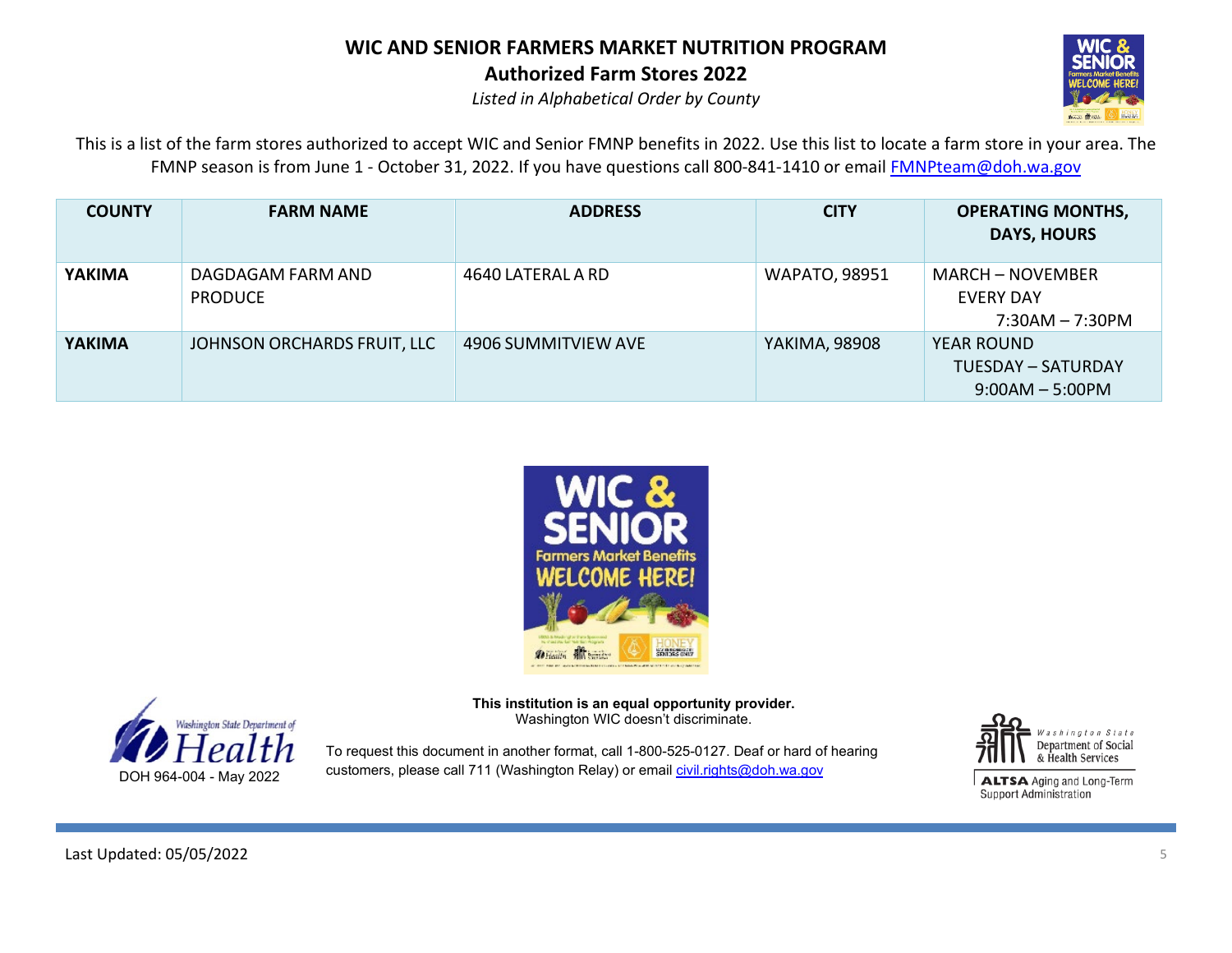# WIC AND SENIOR FARMERS MARKET NUTRITION PROGRAM

## Authorized Farm Stores 2022

*Listed in Alphabetical Order by County*

This is a list of the farm stores authorized to accept WIC and Senior FMNP benefits in 2022. Use this list to locate a farm store in your area. The FMNP season is from June 1 - October 31, 2022. If you have questions call 800-841-1410 or email FMNPteam@doh.wa.gov

| COUNTY | FARM NAME | ADDRESS | CITY | OPERATING MONTHS, DAYS, HOURS |
|---|---|---|---|---|
| **YAKIMA** | DAGDAGAM FARM AND PRODUCE | 4640 LATERAL A RD | WAPATO, 98951 | MARCH – NOVEMBER EVERY DAY 7:30AM – 7:30PM |
| **YAKIMA** | JOHNSON ORCHARDS FRUIT, LLC | 4906 SUMMITVIEW AVE | YAKIMA, 98908 | YEAR ROUND TUESDAY – SATURDAY 9:00AM – 5:00PM |

**This institution is an equal opportunity provider.**
Washington WIC doesn't discriminate.

To request this document in another format, call 1-800-525-0127. Deaf or hard of hearing customers, please call 711 (Washington Relay) or email civil.rights@doh.wa.gov

DOH 964-004 - May 2022

Last Updated: 05/05/2022